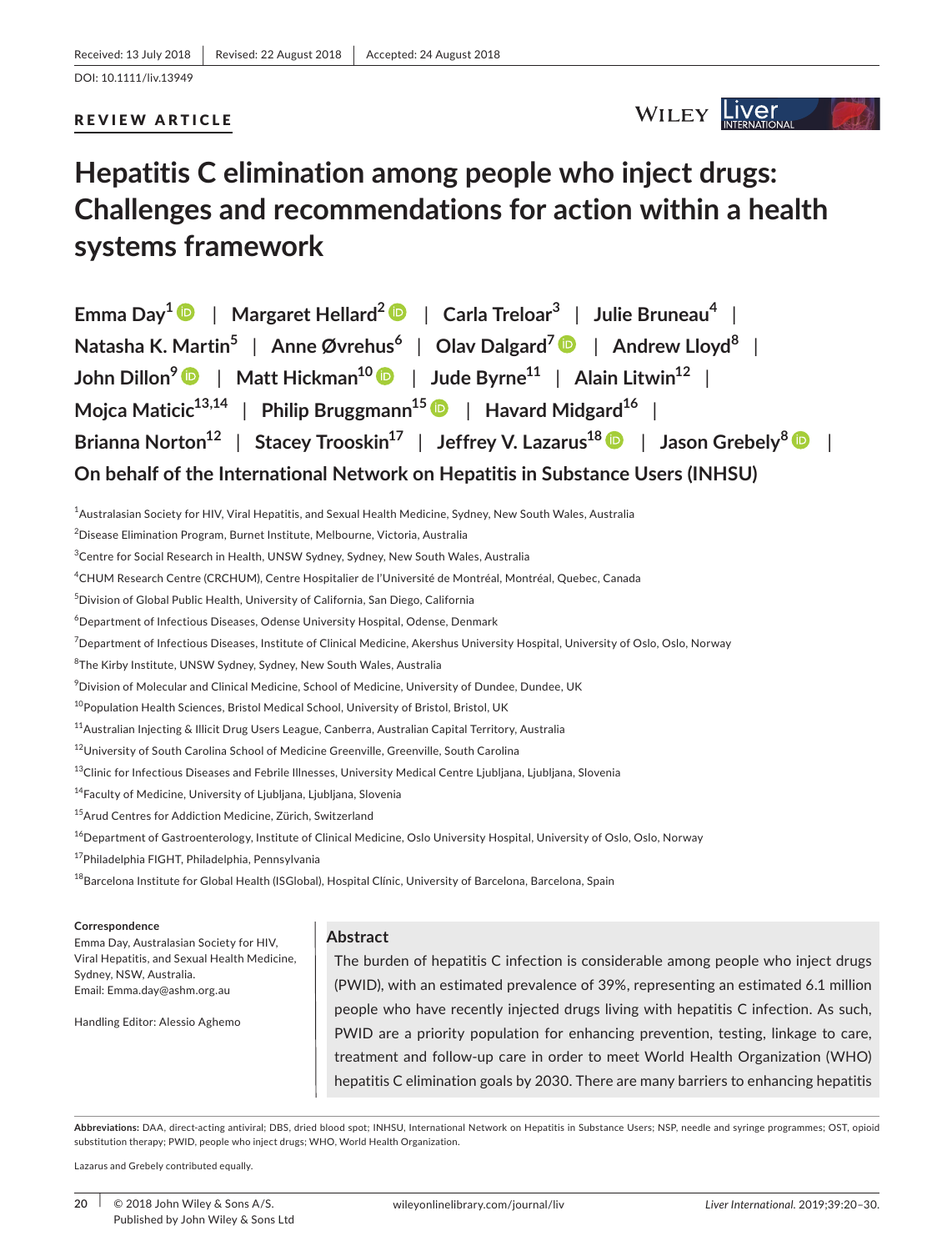Received: 13 July 2018 | Revised: 22 August 2018 | Accepted: 24 August 2018

DOI: 10.1111/liv.13949

**REVIEW ARTICLE**

# Hepatitis C elimination among people who inject drugs: Challenges and recommendations for action within a health systems framework

Emma Day[1] | Margaret Hellard[2] | Carla Treloar[3] | Julie Bruneau[4] | Natasha K. Martin[5] | Anne Øvrehus[6] | Olav Dalgard[7] | Andrew Lloyd[8] | John Dillon[9] | Matt Hickman[10] | Jude Byrne[11] | Alain Litwin[12] | Mojca Maticic[13,14] | Philip Bruggmann[15] | Havard Midgard[16] | Brianna Norton[12] | Stacey Trooskin[17] | Jeffrey V. Lazarus[18] | Jason Grebely[8] | On behalf of the International Network on Hepatitis in Substance Users (INHSU)

[1]Australasian Society for HIV, Viral Hepatitis, and Sexual Health Medicine, Sydney, New South Wales, Australia

[2]Disease Elimination Program, Burnet Institute, Melbourne, Victoria, Australia

[3]Centre for Social Research in Health, UNSW Sydney, Sydney, New South Wales, Australia

[4]CHUM Research Centre (CRCHUM), Centre Hospitalier de l'Université de Montréal, Montréal, Quebec, Canada

[5]Division of Global Public Health, University of California, San Diego, California

[6]Department of Infectious Diseases, Odense University Hospital, Odense, Denmark

[7]Department of Infectious Diseases, Institute of Clinical Medicine, Akershus University Hospital, University of Oslo, Oslo, Norway

[8]The Kirby Institute, UNSW Sydney, Sydney, New South Wales, Australia

[9]Division of Molecular and Clinical Medicine, School of Medicine, University of Dundee, Dundee, UK

[10]Population Health Sciences, Bristol Medical School, University of Bristol, Bristol, UK

[11]Australian Injecting & Illicit Drug Users League, Canberra, Australian Capital Territory, Australia

[12]University of South Carolina School of Medicine Greenville, Greenville, South Carolina

[13]Clinic for Infectious Diseases and Febrile Illnesses, University Medical Centre Ljubljana, Ljubljana, Slovenia

[14]Faculty of Medicine, University of Ljubljana, Ljubljana, Slovenia

[15]Arud Centres for Addiction Medicine, Zürich, Switzerland

[16]Department of Gastroenterology, Institute of Clinical Medicine, Oslo University Hospital, University of Oslo, Oslo, Norway

[17]Philadelphia FIGHT, Philadelphia, Pennsylvania

[18]Barcelona Institute for Global Health (ISGlobal), Hospital Clínic, University of Barcelona, Barcelona, Spain

**Correspondence**

Emma Day, Australasian Society for HIV, Viral Hepatitis, and Sexual Health Medicine, Sydney, NSW, Australia.
Email: Emma.day@ashm.org.au

Handling Editor: Alessio Aghemo

## Abstract

The burden of hepatitis C infection is considerable among people who inject drugs (PWID), with an estimated prevalence of 39%, representing an estimated 6.1 million people who have recently injected drugs living with hepatitis C infection. As such, PWID are a priority population for enhancing prevention, testing, linkage to care, treatment and follow-up care in order to meet World Health Organization (WHO) hepatitis C elimination goals by 2030. There are many barriers to enhancing hepatitis

**Abbreviations:** DAA, direct-acting antiviral; DBS, dried blood spot; INHSU, International Network on Hepatitis in Substance Users; NSP, needle and syringe programmes; OST, opioid substitution therapy; PWID, people who inject drugs; WHO, World Health Organization.

Lazarus and Grebely contributed equally.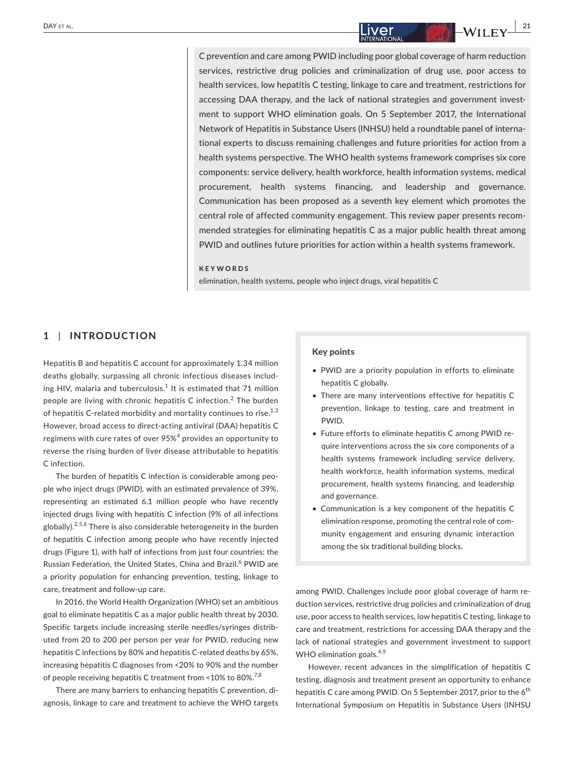C prevention and care among PWID including poor global coverage of harm reduction services, restrictive drug policies and criminalization of drug use, poor access to health services, low hepatitis C testing, linkage to care and treatment, restrictions for accessing DAA therapy, and the lack of national strategies and government investment to support WHO elimination goals. On 5 September 2017, the International Network of Hepatitis in Substance Users (INHSU) held a roundtable panel of international experts to discuss remaining challenges and future priorities for action from a health systems perspective. The WHO health systems framework comprises six core components: service delivery, health workforce, health information systems, medical procurement, health systems financing, and leadership and governance. Communication has been proposed as a seventh key element which promotes the central role of affected community engagement. This review paper presents recommended strategies for eliminating hepatitis C as a major public health threat among PWID and outlines future priorities for action within a health systems framework.

**KEYWORDS**

elimination, health systems, people who inject drugs, viral hepatitis C

## 1 | INTRODUCTION

Hepatitis B and hepatitis C account for approximately 1.34 million deaths globally, surpassing all chronic infectious diseases including HIV, malaria and tuberculosis.[1] It is estimated that 71 million people are living with chronic hepatitis C infection.[2] The burden of hepatitis C-related morbidity and mortality continues to rise.[1,3] However, broad access to direct-acting antiviral (DAA) hepatitis C regimens with cure rates of over 95%[4] provides an opportunity to reverse the rising burden of liver disease attributable to hepatitis C infection.

The burden of hepatitis C infection is considerable among people who inject drugs (PWID), with an estimated prevalence of 39%, representing an estimated 6.1 million people who have recently injected drugs living with hepatitis C infection (9% of all infections globally).[2,5,6] There is also considerable heterogeneity in the burden of hepatitis C infection among people who have recently injected drugs (Figure 1), with half of infections from just four countries: the Russian Federation, the United States, China and Brazil.[6] PWID are a priority population for enhancing prevention, testing, linkage to care, treatment and follow-up care.

In 2016, the World Health Organization (WHO) set an ambitious goal to eliminate hepatitis C as a major public health threat by 2030. Specific targets include increasing sterile needles/syringes distributed from 20 to 200 per person per year for PWID, reducing new hepatitis C infections by 80% and hepatitis C-related deaths by 65%, increasing hepatitis C diagnoses from <20% to 90% and the number of people receiving hepatitis C treatment from <10% to 80%.[7,8]

There are many barriers to enhancing hepatitis C prevention, diagnosis, linkage to care and treatment to achieve the WHO targets among PWID. Challenges include poor global coverage of harm reduction services, restrictive drug policies and criminalization of drug use, poor access to health services, low hepatitis C testing, linkage to care and treatment, restrictions for accessing DAA therapy and the lack of national strategies and government investment to support WHO elimination goals.[4,9]

However, recent advances in the simplification of hepatitis C testing, diagnosis and treatment present an opportunity to enhance hepatitis C care among PWID. On 5 September 2017, prior to the 6th International Symposium on Hepatitis in Substance Users (INHSU

> **Key points**
>
> - PWID are a priority population in efforts to eliminate hepatitis C globally.
> - There are many interventions effective for hepatitis C prevention, linkage to testing, care and treatment in PWID.
> - Future efforts to eliminate hepatitis C among PWID require interventions across the six core components of a health systems framework including service delivery, health workforce, health information systems, medical procurement, health systems financing, and leadership and governance.
> - Communication is a key component of the hepatitis C elimination response, promoting the central role of community engagement and ensuring dynamic interaction among the six traditional building blocks.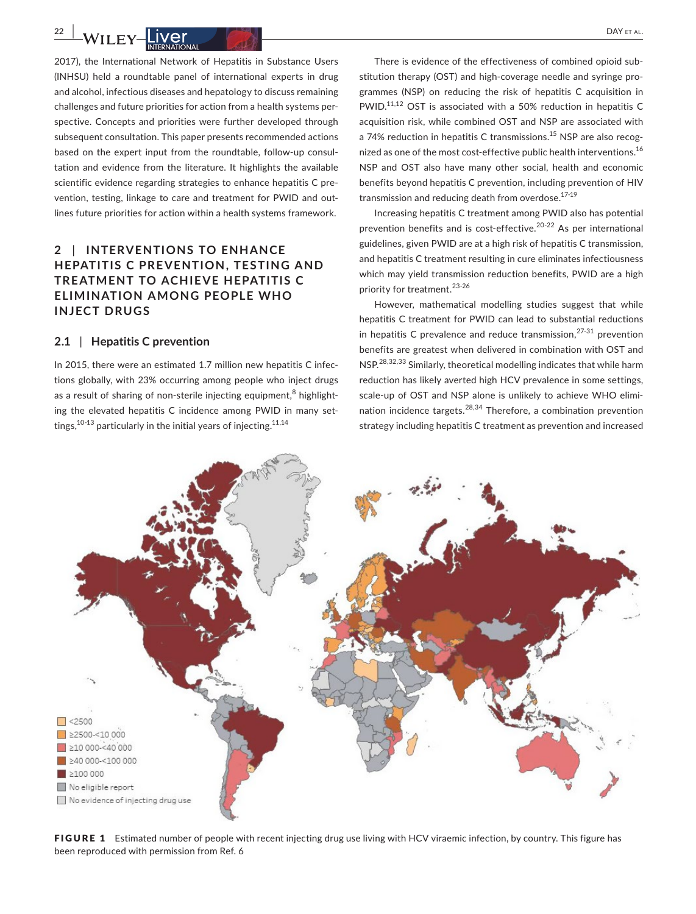2017), the International Network of Hepatitis in Substance Users (INHSU) held a roundtable panel of international experts in drug and alcohol, infectious diseases and hepatology to discuss remaining challenges and future priorities for action from a health systems perspective. Concepts and priorities were further developed through subsequent consultation. This paper presents recommended actions based on the expert input from the roundtable, follow-up consultation and evidence from the literature. It highlights the available scientific evidence regarding strategies to enhance hepatitis C prevention, testing, linkage to care and treatment for PWID and outlines future priorities for action within a health systems framework.

## 2 | INTERVENTIONS TO ENHANCE HEPATITIS C PREVENTION, TESTING AND TREATMENT TO ACHIEVE HEPATITIS C ELIMINATION AMONG PEOPLE WHO INJECT DRUGS

### 2.1 | Hepatitis C prevention

In 2015, there were an estimated 1.7 million new hepatitis C infections globally, with 23% occurring among people who inject drugs as a result of sharing of non-sterile injecting equipment,[8] highlighting the elevated hepatitis C incidence among PWID in many settings,[10-13] particularly in the initial years of injecting.[11,14]

There is evidence of the effectiveness of combined opioid substitution therapy (OST) and high-coverage needle and syringe programmes (NSP) on reducing the risk of hepatitis C acquisition in PWID.[11,12] OST is associated with a 50% reduction in hepatitis C acquisition risk, while combined OST and NSP are associated with a 74% reduction in hepatitis C transmissions.[15] NSP are also recognized as one of the most cost-effective public health interventions.[16] NSP and OST also have many other social, health and economic benefits beyond hepatitis C prevention, including prevention of HIV transmission and reducing death from overdose.[17-19]

Increasing hepatitis C treatment among PWID also has potential prevention benefits and is cost-effective.[20-22] As per international guidelines, given PWID are at a high risk of hepatitis C transmission, and hepatitis C treatment resulting in cure eliminates infectiousness which may yield transmission reduction benefits, PWID are a high priority for treatment.[23-26]

However, mathematical modelling studies suggest that while hepatitis C treatment for PWID can lead to substantial reductions in hepatitis C prevalence and reduce transmission,[27-31] prevention benefits are greatest when delivered in combination with OST and NSP.[28,32,33] Similarly, theoretical modelling indicates that while harm reduction has likely averted high HCV prevalence in some settings, scale-up of OST and NSP alone is unlikely to achieve WHO elimination incidence targets.[28,34] Therefore, a combination prevention strategy including hepatitis C treatment as prevention and increased

<2500
≥2500-<10 000
≥10 000-<40 000
≥40 000-<100 000
≥100 000
No eligible report
No evidence of injecting drug use

**FIGURE 1** Estimated number of people with recent injecting drug use living with HCV viraemic infection, by country. This figure has been reproduced with permission from Ref. 6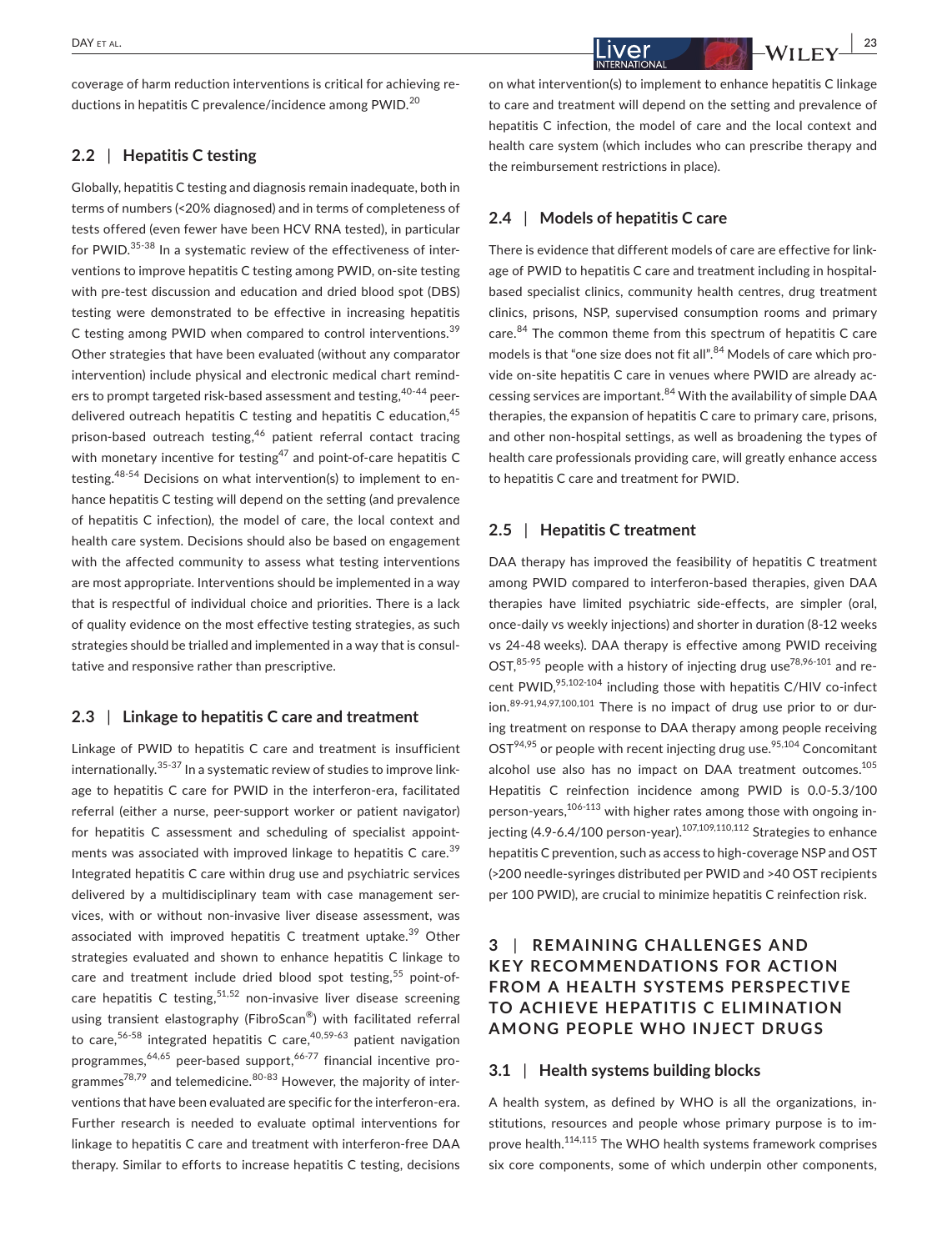coverage of harm reduction interventions is critical for achieving reductions in hepatitis C prevalence/incidence among PWID.[20]

### 2.2 | Hepatitis C testing

Globally, hepatitis C testing and diagnosis remain inadequate, both in terms of numbers (<20% diagnosed) and in terms of completeness of tests offered (even fewer have been HCV RNA tested), in particular for PWID.[35-38] In a systematic review of the effectiveness of interventions to improve hepatitis C testing among PWID, on-site testing with pre-test discussion and education and dried blood spot (DBS) testing were demonstrated to be effective in increasing hepatitis C testing among PWID when compared to control interventions.[39] Other strategies that have been evaluated (without any comparator intervention) include physical and electronic medical chart reminders to prompt targeted risk-based assessment and testing,[40-44] peer-delivered outreach hepatitis C testing and hepatitis C education,[45] prison-based outreach testing,[46] patient referral contact tracing with monetary incentive for testing[47] and point-of-care hepatitis C testing.[48-54] Decisions on what intervention(s) to implement to enhance hepatitis C testing will depend on the setting (and prevalence of hepatitis C infection), the model of care, the local context and health care system. Decisions should also be based on engagement with the affected community to assess what testing interventions are most appropriate. Interventions should be implemented in a way that is respectful of individual choice and priorities. There is a lack of quality evidence on the most effective testing strategies, as such strategies should be trialled and implemented in a way that is consultative and responsive rather than prescriptive.

### 2.3 | Linkage to hepatitis C care and treatment

Linkage of PWID to hepatitis C care and treatment is insufficient internationally.[35-37] In a systematic review of studies to improve linkage to hepatitis C care for PWID in the interferon-era, facilitated referral (either a nurse, peer-support worker or patient navigator) for hepatitis C assessment and scheduling of specialist appointments was associated with improved linkage to hepatitis C care.[39] Integrated hepatitis C care within drug use and psychiatric services delivered by a multidisciplinary team with case management services, with or without non-invasive liver disease assessment, was associated with improved hepatitis C treatment uptake.[39] Other strategies evaluated and shown to enhance hepatitis C linkage to care and treatment include dried blood spot testing,[55] point-of-care hepatitis C testing,[51,52] non-invasive liver disease screening using transient elastography (FibroScan®) with facilitated referral to care,[56-58] integrated hepatitis C care,[40,59-63] patient navigation programmes,[64,65] peer-based support,[66-77] financial incentive programmes[78,79] and telemedicine.[80-83] However, the majority of interventions that have been evaluated are specific for the interferon-era. Further research is needed to evaluate optimal interventions for linkage to hepatitis C care and treatment with interferon-free DAA therapy. Similar to efforts to increase hepatitis C testing, decisions on what intervention(s) to implement to enhance hepatitis C linkage to care and treatment will depend on the setting and prevalence of hepatitis C infection, the model of care and the local context and health care system (which includes who can prescribe therapy and the reimbursement restrictions in place).

### 2.4 | Models of hepatitis C care

There is evidence that different models of care are effective for linkage of PWID to hepatitis C care and treatment including in hospital-based specialist clinics, community health centres, drug treatment clinics, prisons, NSP, supervised consumption rooms and primary care.[84] The common theme from this spectrum of hepatitis C care models is that "one size does not fit all".[84] Models of care which provide on-site hepatitis C care in venues where PWID are already accessing services are important.[84] With the availability of simple DAA therapies, the expansion of hepatitis C care to primary care, prisons, and other non-hospital settings, as well as broadening the types of health care professionals providing care, will greatly enhance access to hepatitis C care and treatment for PWID.

### 2.5 | Hepatitis C treatment

DAA therapy has improved the feasibility of hepatitis C treatment among PWID compared to interferon-based therapies, given DAA therapies have limited psychiatric side-effects, are simpler (oral, once-daily vs weekly injections) and shorter in duration (8-12 weeks vs 24-48 weeks). DAA therapy is effective among PWID receiving OST,[85-95] people with a history of injecting drug use[78,96-101] and recent PWID,[95,102-104] including those with hepatitis C/HIV co-infection.[89-91,94,97,100,101] There is no impact of drug use prior to or during treatment on response to DAA therapy among people receiving OST[94,95] or people with recent injecting drug use.[95,104] Concomitant alcohol use also has no impact on DAA treatment outcomes.[105] Hepatitis C reinfection incidence among PWID is 0.0-5.3/100 person-years,[106-113] with higher rates among those with ongoing injecting (4.9-6.4/100 person-year).[107,109,110,112] Strategies to enhance hepatitis C prevention, such as access to high-coverage NSP and OST (>200 needle-syringes distributed per PWID and >40 OST recipients per 100 PWID), are crucial to minimize hepatitis C reinfection risk.

## 3 | REMAINING CHALLENGES AND KEY RECOMMENDATIONS FOR ACTION FROM A HEALTH SYSTEMS PERSPECTIVE TO ACHIEVE HEPATITIS C ELIMINATION AMONG PEOPLE WHO INJECT DRUGS

### 3.1 | Health systems building blocks

A health system, as defined by WHO is all the organizations, institutions, resources and people whose primary purpose is to improve health.[114,115] The WHO health systems framework comprises six core components, some of which underpin other components,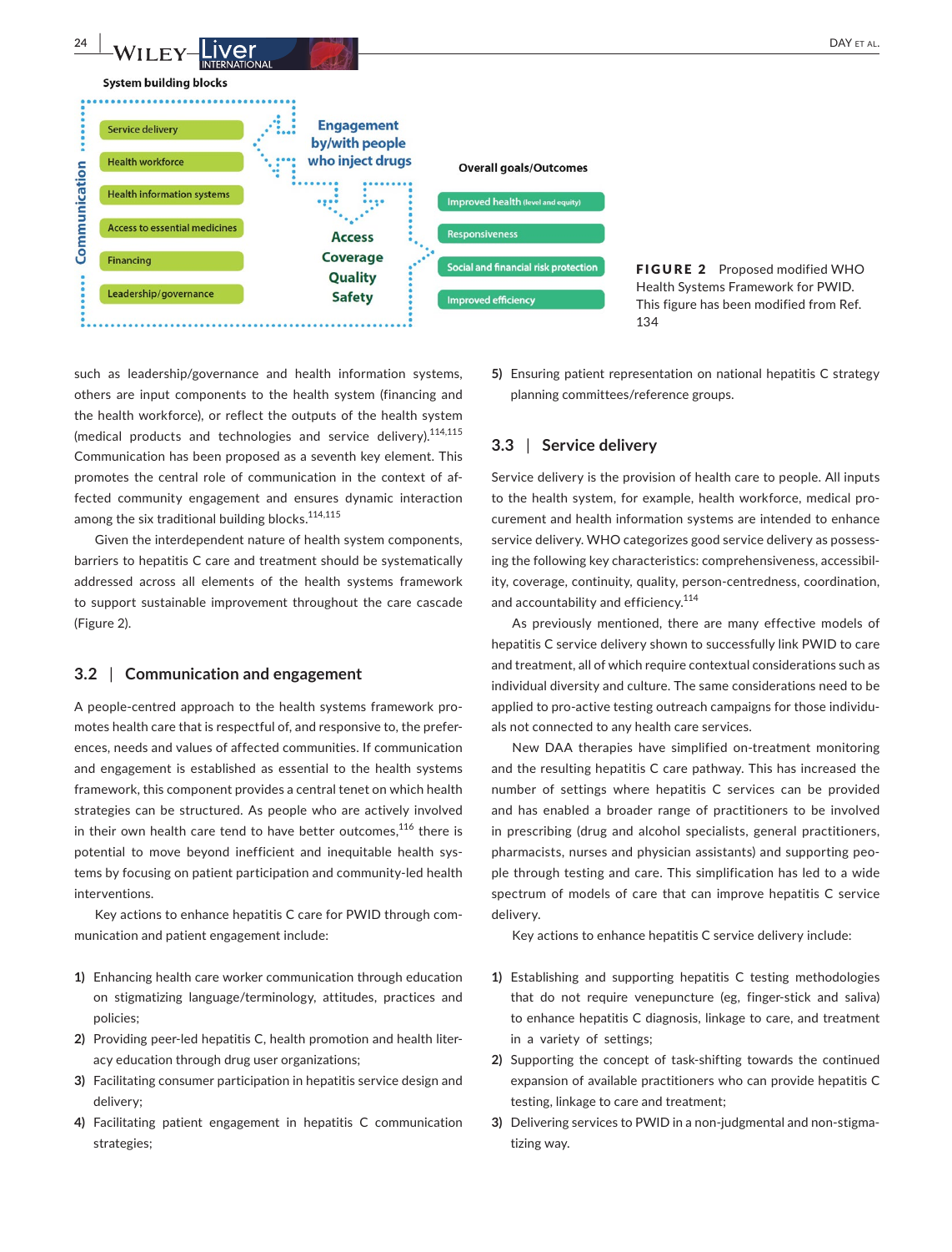System building blocks

Communication

Service delivery

Health workforce

Health information systems

Access to essential medicines

Financing

Leadership/governance

Engagement by/with people who inject drugs

Access

Coverage

Quality

Safety

Overall goals/Outcomes

Improved health (level and equity)

Responsiveness

Social and financial risk protection

Improved efficiency

**FIGURE 2** Proposed modified WHO Health Systems Framework for PWID. This figure has been modified from Ref. 134

such as leadership/governance and health information systems, others are input components to the health system (financing and the health workforce), or reflect the outputs of the health system (medical products and technologies and service delivery).[114,115] Communication has been proposed as a seventh key element. This promotes the central role of communication in the context of affected community engagement and ensures dynamic interaction among the six traditional building blocks.[114,115]

Given the interdependent nature of health system components, barriers to hepatitis C care and treatment should be systematically addressed across all elements of the health systems framework to support sustainable improvement throughout the care cascade (Figure 2).

## 3.2 | Communication and engagement

A people-centred approach to the health systems framework promotes health care that is respectful of, and responsive to, the preferences, needs and values of affected communities. If communication and engagement is established as essential to the health systems framework, this component provides a central tenet on which health strategies can be structured. As people who are actively involved in their own health care tend to have better outcomes,[116] there is potential to move beyond inefficient and inequitable health systems by focusing on patient participation and community-led health interventions.

Key actions to enhance hepatitis C care for PWID through communication and patient engagement include:

1) Enhancing health care worker communication through education on stigmatizing language/terminology, attitudes, practices and policies;
2) Providing peer-led hepatitis C, health promotion and health literacy education through drug user organizations;
3) Facilitating consumer participation in hepatitis service design and delivery;
4) Facilitating patient engagement in hepatitis C communication strategies;
5) Ensuring patient representation on national hepatitis C strategy planning committees/reference groups.

## 3.3 | Service delivery

Service delivery is the provision of health care to people. All inputs to the health system, for example, health workforce, medical procurement and health information systems are intended to enhance service delivery. WHO categorizes good service delivery as possessing the following key characteristics: comprehensiveness, accessibility, coverage, continuity, quality, person-centredness, coordination, and accountability and efficiency.[114]

As previously mentioned, there are many effective models of hepatitis C service delivery shown to successfully link PWID to care and treatment, all of which require contextual considerations such as individual diversity and culture. The same considerations need to be applied to pro-active testing outreach campaigns for those individuals not connected to any health care services.

New DAA therapies have simplified on-treatment monitoring and the resulting hepatitis C care pathway. This has increased the number of settings where hepatitis C services can be provided and has enabled a broader range of practitioners to be involved in prescribing (drug and alcohol specialists, general practitioners, pharmacists, nurses and physician assistants) and supporting people through testing and care. This simplification has led to a wide spectrum of models of care that can improve hepatitis C service delivery.

Key actions to enhance hepatitis C service delivery include:

1) Establishing and supporting hepatitis C testing methodologies that do not require venepuncture (eg, finger-stick and saliva) to enhance hepatitis C diagnosis, linkage to care, and treatment in a variety of settings;
2) Supporting the concept of task-shifting towards the continued expansion of available practitioners who can provide hepatitis C testing, linkage to care and treatment;
3) Delivering services to PWID in a non-judgmental and non-stigmatizing way.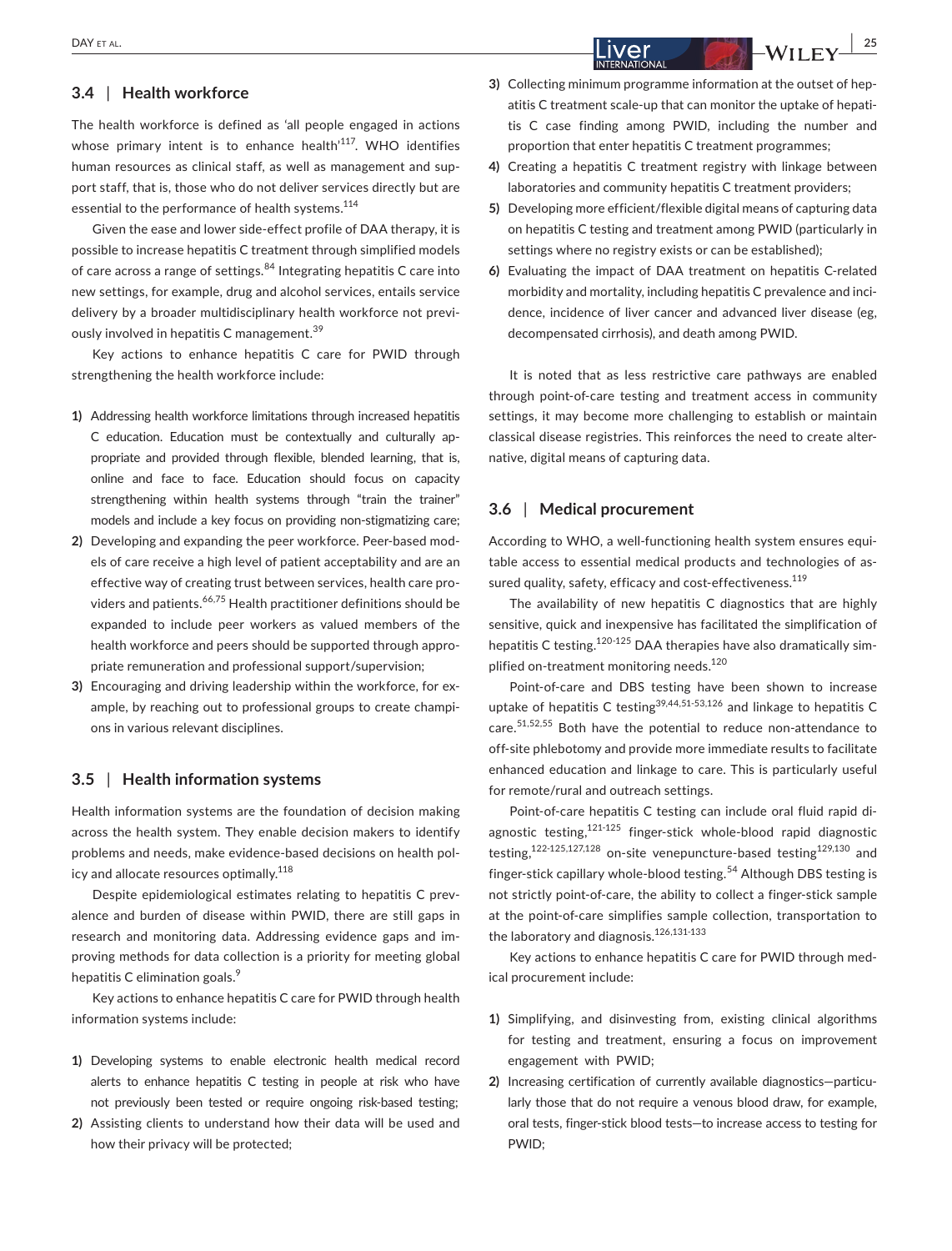### 3.4 | Health workforce

The health workforce is defined as 'all people engaged in actions whose primary intent is to enhance health'[117]. WHO identifies human resources as clinical staff, as well as management and support staff, that is, those who do not deliver services directly but are essential to the performance of health systems.[114]

Given the ease and lower side-effect profile of DAA therapy, it is possible to increase hepatitis C treatment through simplified models of care across a range of settings.[84] Integrating hepatitis C care into new settings, for example, drug and alcohol services, entails service delivery by a broader multidisciplinary health workforce not previously involved in hepatitis C management.[39]

Key actions to enhance hepatitis C care for PWID through strengthening the health workforce include:

1) Addressing health workforce limitations through increased hepatitis C education. Education must be contextually and culturally appropriate and provided through flexible, blended learning, that is, online and face to face. Education should focus on capacity strengthening within health systems through "train the trainer" models and include a key focus on providing non-stigmatizing care;
2) Developing and expanding the peer workforce. Peer-based models of care receive a high level of patient acceptability and are an effective way of creating trust between services, health care providers and patients.[66,75] Health practitioner definitions should be expanded to include peer workers as valued members of the health workforce and peers should be supported through appropriate remuneration and professional support/supervision;
3) Encouraging and driving leadership within the workforce, for example, by reaching out to professional groups to create champions in various relevant disciplines.

### 3.5 | Health information systems

Health information systems are the foundation of decision making across the health system. They enable decision makers to identify problems and needs, make evidence-based decisions on health policy and allocate resources optimally.[118]

Despite epidemiological estimates relating to hepatitis C prevalence and burden of disease within PWID, there are still gaps in research and monitoring data. Addressing evidence gaps and improving methods for data collection is a priority for meeting global hepatitis C elimination goals.[9]

Key actions to enhance hepatitis C care for PWID through health information systems include:

1) Developing systems to enable electronic health medical record alerts to enhance hepatitis C testing in people at risk who have not previously been tested or require ongoing risk-based testing;
2) Assisting clients to understand how their data will be used and how their privacy will be protected;
3) Collecting minimum programme information at the outset of hepatitis C treatment scale-up that can monitor the uptake of hepatitis C case finding among PWID, including the number and proportion that enter hepatitis C treatment programmes;
4) Creating a hepatitis C treatment registry with linkage between laboratories and community hepatitis C treatment providers;
5) Developing more efficient/flexible digital means of capturing data on hepatitis C testing and treatment among PWID (particularly in settings where no registry exists or can be established);
6) Evaluating the impact of DAA treatment on hepatitis C-related morbidity and mortality, including hepatitis C prevalence and incidence, incidence of liver cancer and advanced liver disease (eg, decompensated cirrhosis), and death among PWID.

It is noted that as less restrictive care pathways are enabled through point-of-care testing and treatment access in community settings, it may become more challenging to establish or maintain classical disease registries. This reinforces the need to create alternative, digital means of capturing data.

### 3.6 | Medical procurement

According to WHO, a well-functioning health system ensures equitable access to essential medical products and technologies of assured quality, safety, efficacy and cost-effectiveness.[119]

The availability of new hepatitis C diagnostics that are highly sensitive, quick and inexpensive has facilitated the simplification of hepatitis C testing.[120-125] DAA therapies have also dramatically simplified on-treatment monitoring needs.[120]

Point-of-care and DBS testing have been shown to increase uptake of hepatitis C testing[39,44,51-53,126] and linkage to hepatitis C care.[51,52,55] Both have the potential to reduce non-attendance to off-site phlebotomy and provide more immediate results to facilitate enhanced education and linkage to care. This is particularly useful for remote/rural and outreach settings.

Point-of-care hepatitis C testing can include oral fluid rapid diagnostic testing,[121-125] finger-stick whole-blood rapid diagnostic testing,[122-125,127,128] on-site venepuncture-based testing[129,130] and finger-stick capillary whole-blood testing.[54] Although DBS testing is not strictly point-of-care, the ability to collect a finger-stick sample at the point-of-care simplifies sample collection, transportation to the laboratory and diagnosis.[126,131-133]

Key actions to enhance hepatitis C care for PWID through medical procurement include:

1) Simplifying, and disinvesting from, existing clinical algorithms for testing and treatment, ensuring a focus on improvement engagement with PWID;
2) Increasing certification of currently available diagnostics—particularly those that do not require a venous blood draw, for example, oral tests, finger-stick blood tests—to increase access to testing for PWID;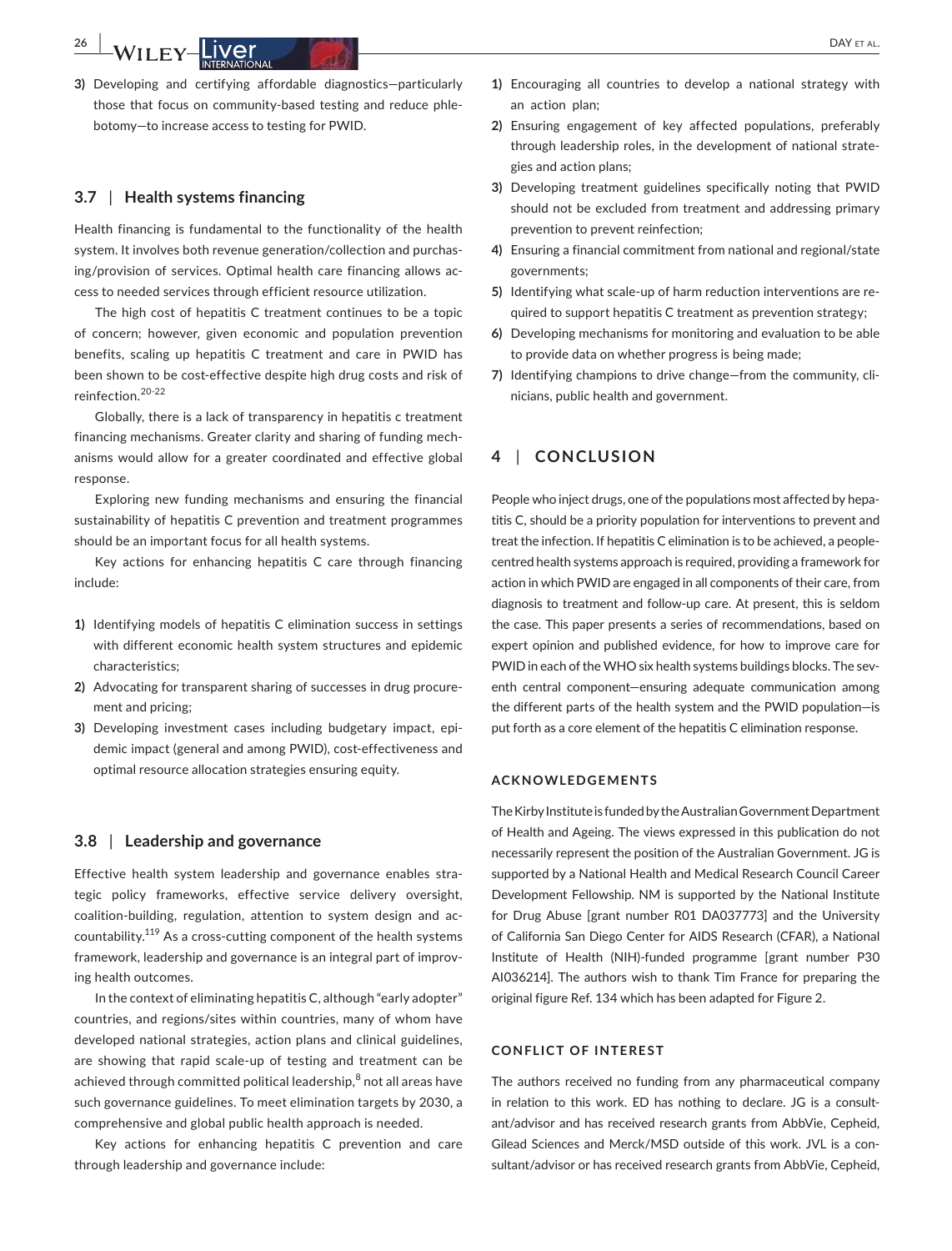3) Developing and certifying affordable diagnostics—particularly those that focus on community-based testing and reduce phlebotomy—to increase access to testing for PWID.

### 3.7 | Health systems financing

Health financing is fundamental to the functionality of the health system. It involves both revenue generation/collection and purchasing/provision of services. Optimal health care financing allows access to needed services through efficient resource utilization.

The high cost of hepatitis C treatment continues to be a topic of concern; however, given economic and population prevention benefits, scaling up hepatitis C treatment and care in PWID has been shown to be cost-effective despite high drug costs and risk of reinfection.[20-22]

Globally, there is a lack of transparency in hepatitis c treatment financing mechanisms. Greater clarity and sharing of funding mechanisms would allow for a greater coordinated and effective global response.

Exploring new funding mechanisms and ensuring the financial sustainability of hepatitis C prevention and treatment programmes should be an important focus for all health systems.

Key actions for enhancing hepatitis C care through financing include:

1) Identifying models of hepatitis C elimination success in settings with different economic health system structures and epidemic characteristics;
2) Advocating for transparent sharing of successes in drug procurement and pricing;
3) Developing investment cases including budgetary impact, epidemic impact (general and among PWID), cost-effectiveness and optimal resource allocation strategies ensuring equity.

### 3.8 | Leadership and governance

Effective health system leadership and governance enables strategic policy frameworks, effective service delivery oversight, coalition-building, regulation, attention to system design and accountability.[119] As a cross-cutting component of the health systems framework, leadership and governance is an integral part of improving health outcomes.

In the context of eliminating hepatitis C, although "early adopter" countries, and regions/sites within countries, many of whom have developed national strategies, action plans and clinical guidelines, are showing that rapid scale-up of testing and treatment can be achieved through committed political leadership,[8] not all areas have such governance guidelines. To meet elimination targets by 2030, a comprehensive and global public health approach is needed.

Key actions for enhancing hepatitis C prevention and care through leadership and governance include:

1) Encouraging all countries to develop a national strategy with an action plan;
2) Ensuring engagement of key affected populations, preferably through leadership roles, in the development of national strategies and action plans;
3) Developing treatment guidelines specifically noting that PWID should not be excluded from treatment and addressing primary prevention to prevent reinfection;
4) Ensuring a financial commitment from national and regional/state governments;
5) Identifying what scale-up of harm reduction interventions are required to support hepatitis C treatment as prevention strategy;
6) Developing mechanisms for monitoring and evaluation to be able to provide data on whether progress is being made;
7) Identifying champions to drive change—from the community, clinicians, public health and government.

## 4 | CONCLUSION

People who inject drugs, one of the populations most affected by hepatitis C, should be a priority population for interventions to prevent and treat the infection. If hepatitis C elimination is to be achieved, a people-centred health systems approach is required, providing a framework for action in which PWID are engaged in all components of their care, from diagnosis to treatment and follow-up care. At present, this is seldom the case. This paper presents a series of recommendations, based on expert opinion and published evidence, for how to improve care for PWID in each of the WHO six health systems buildings blocks. The seventh central component—ensuring adequate communication among the different parts of the health system and the PWID population—is put forth as a core element of the hepatitis C elimination response.

#### ACKNOWLEDGEMENTS

The Kirby Institute is funded by the Australian Government Department of Health and Ageing. The views expressed in this publication do not necessarily represent the position of the Australian Government. JG is supported by a National Health and Medical Research Council Career Development Fellowship. NM is supported by the National Institute for Drug Abuse [grant number R01 DA037773] and the University of California San Diego Center for AIDS Research (CFAR), a National Institute of Health (NIH)-funded programme [grant number P30 AI036214]. The authors wish to thank Tim France for preparing the original figure Ref. 134 which has been adapted for Figure 2.

#### CONFLICT OF INTEREST

The authors received no funding from any pharmaceutical company in relation to this work. ED has nothing to declare. JG is a consultant/advisor and has received research grants from AbbVie, Cepheid, Gilead Sciences and Merck/MSD outside of this work. JVL is a consultant/advisor or has received research grants from AbbVie, Cepheid,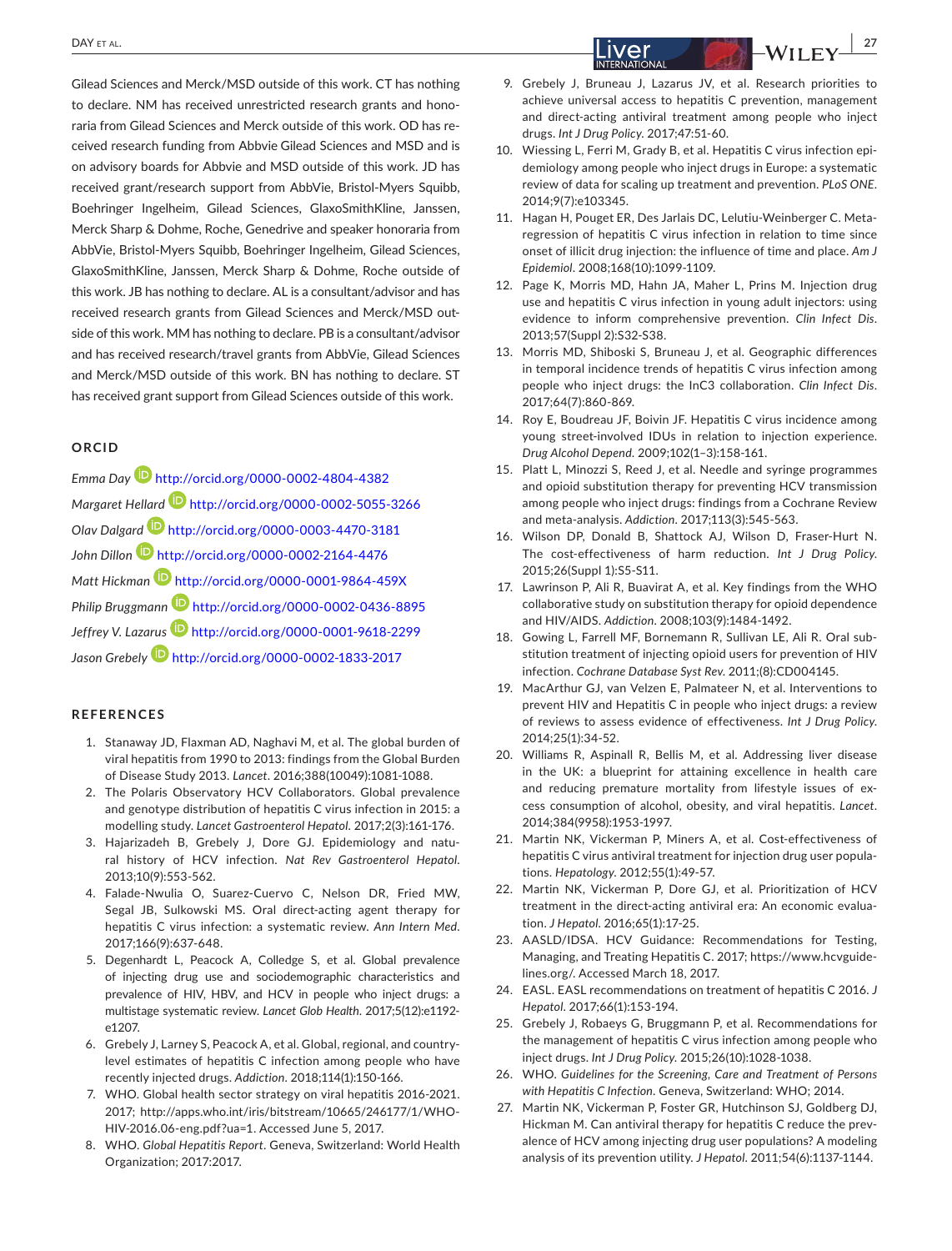Gilead Sciences and Merck/MSD outside of this work. CT has nothing to declare. NM has received unrestricted research grants and honoraria from Gilead Sciences and Merck outside of this work. OD has received research funding from Abbvie Gilead Sciences and MSD and is on advisory boards for Abbvie and MSD outside of this work. JD has received grant/research support from AbbVie, Bristol-Myers Squibb, Boehringer Ingelheim, Gilead Sciences, GlaxoSmithKline, Janssen, Merck Sharp & Dohme, Roche, Genedrive and speaker honoraria from AbbVie, Bristol-Myers Squibb, Boehringer Ingelheim, Gilead Sciences, GlaxoSmithKline, Janssen, Merck Sharp & Dohme, Roche outside of this work. JB has nothing to declare. AL is a consultant/advisor and has received research grants from Gilead Sciences and Merck/MSD outside of this work. MM has nothing to declare. PB is a consultant/advisor and has received research/travel grants from AbbVie, Gilead Sciences and Merck/MSD outside of this work. BN has nothing to declare. ST has received grant support from Gilead Sciences outside of this work.

## ORCID

*Emma Day* http://orcid.org/0000-0002-4804-4382

*Margaret Hellard* http://orcid.org/0000-0002-5055-3266

*Olav Dalgard* http://orcid.org/0000-0003-4470-3181

*John Dillon* http://orcid.org/0000-0002-2164-4476

*Matt Hickman* http://orcid.org/0000-0001-9864-459X

*Philip Bruggmann* http://orcid.org/0000-0002-0436-8895

*Jeffrey V. Lazarus* http://orcid.org/0000-0001-9618-2299

*Jason Grebely* http://orcid.org/0000-0002-1833-2017

## REFERENCES

1. Stanaway JD, Flaxman AD, Naghavi M, et al. The global burden of viral hepatitis from 1990 to 2013: findings from the Global Burden of Disease Study 2013. *Lancet*. 2016;388(10049):1081-1088.
2. The Polaris Observatory HCV Collaborators. Global prevalence and genotype distribution of hepatitis C virus infection in 2015: a modelling study. *Lancet Gastroenterol Hepatol*. 2017;2(3):161-176.
3. Hajarizadeh B, Grebely J, Dore GJ. Epidemiology and natural history of HCV infection. *Nat Rev Gastroenterol Hepatol*. 2013;10(9):553-562.
4. Falade-Nwulia O, Suarez-Cuervo C, Nelson DR, Fried MW, Segal JB, Sulkowski MS. Oral direct-acting agent therapy for hepatitis C virus infection: a systematic review. *Ann Intern Med*. 2017;166(9):637-648.
5. Degenhardt L, Peacock A, Colledge S, et al. Global prevalence of injecting drug use and sociodemographic characteristics and prevalence of HIV, HBV, and HCV in people who inject drugs: a multistage systematic review. *Lancet Glob Health*. 2017;5(12):e1192-e1207.
6. Grebely J, Larney S, Peacock A, et al. Global, regional, and country-level estimates of hepatitis C infection among people who have recently injected drugs. *Addiction*. 2018;114(1):150-166.
7. WHO. Global health sector strategy on viral hepatitis 2016-2021. 2017; http://apps.who.int/iris/bitstream/10665/246177/1/WHO-HIV-2016.06-eng.pdf?ua=1. Accessed June 5, 2017.
8. WHO. *Global Hepatitis Report*. Geneva, Switzerland: World Health Organization; 2017:2017.
9. Grebely J, Bruneau J, Lazarus JV, et al. Research priorities to achieve universal access to hepatitis C prevention, management and direct-acting antiviral treatment among people who inject drugs. *Int J Drug Policy*. 2017;47:51-60.
10. Wiessing L, Ferri M, Grady B, et al. Hepatitis C virus infection epidemiology among people who inject drugs in Europe: a systematic review of data for scaling up treatment and prevention. *PLoS ONE*. 2014;9(7):e103345.
11. Hagan H, Pouget ER, Des Jarlais DC, Lelutiu-Weinberger C. Meta-regression of hepatitis C virus infection in relation to time since onset of illicit drug injection: the influence of time and place. *Am J Epidemiol*. 2008;168(10):1099-1109.
12. Page K, Morris MD, Hahn JA, Maher L, Prins M. Injection drug use and hepatitis C virus infection in young adult injectors: using evidence to inform comprehensive prevention. *Clin Infect Dis*. 2013;57(Suppl 2):S32-S38.
13. Morris MD, Shiboski S, Bruneau J, et al. Geographic differences in temporal incidence trends of hepatitis C virus infection among people who inject drugs: the InC3 collaboration. *Clin Infect Dis*. 2017;64(7):860-869.
14. Roy E, Boudreau JF, Boivin JF. Hepatitis C virus incidence among young street-involved IDUs in relation to injection experience. *Drug Alcohol Depend*. 2009;102(1–3):158-161.
15. Platt L, Minozzi S, Reed J, et al. Needle and syringe programmes and opioid substitution therapy for preventing HCV transmission among people who inject drugs: findings from a Cochrane Review and meta-analysis. *Addiction*. 2017;113(3):545-563.
16. Wilson DP, Donald B, Shattock AJ, Wilson D, Fraser-Hurt N. The cost-effectiveness of harm reduction. *Int J Drug Policy*. 2015;26(Suppl 1):S5-S11.
17. Lawrinson P, Ali R, Buavirat A, et al. Key findings from the WHO collaborative study on substitution therapy for opioid dependence and HIV/AIDS. *Addiction*. 2008;103(9):1484-1492.
18. Gowing L, Farrell MF, Bornemann R, Sullivan LE, Ali R. Oral substitution treatment of injecting opioid users for prevention of HIV infection. *Cochrane Database Syst Rev*. 2011;(8):CD004145.
19. MacArthur GJ, van Velzen E, Palmateer N, et al. Interventions to prevent HIV and Hepatitis C in people who inject drugs: a review of reviews to assess evidence of effectiveness. *Int J Drug Policy*. 2014;25(1):34-52.
20. Williams R, Aspinall R, Bellis M, et al. Addressing liver disease in the UK: a blueprint for attaining excellence in health care and reducing premature mortality from lifestyle issues of excess consumption of alcohol, obesity, and viral hepatitis. *Lancet*. 2014;384(9958):1953-1997.
21. Martin NK, Vickerman P, Miners A, et al. Cost-effectiveness of hepatitis C virus antiviral treatment for injection drug user populations. *Hepatology*. 2012;55(1):49-57.
22. Martin NK, Vickerman P, Dore GJ, et al. Prioritization of HCV treatment in the direct-acting antiviral era: An economic evaluation. *J Hepatol*. 2016;65(1):17-25.
23. AASLD/IDSA. HCV Guidance: Recommendations for Testing, Managing, and Treating Hepatitis C. 2017; https://www.hcvguidelines.org/. Accessed March 18, 2017.
24. EASL. EASL recommendations on treatment of hepatitis C 2016. *J Hepatol*. 2017;66(1):153-194.
25. Grebely J, Robaeys G, Bruggmann P, et al. Recommendations for the management of hepatitis C virus infection among people who inject drugs. *Int J Drug Policy*. 2015;26(10):1028-1038.
26. WHO. *Guidelines for the Screening, Care and Treatment of Persons with Hepatitis C Infection*. Geneva, Switzerland: WHO; 2014.
27. Martin NK, Vickerman P, Foster GR, Hutchinson SJ, Goldberg DJ, Hickman M. Can antiviral therapy for hepatitis C reduce the prevalence of HCV among injecting drug user populations? A modeling analysis of its prevention utility. *J Hepatol*. 2011;54(6):1137-1144.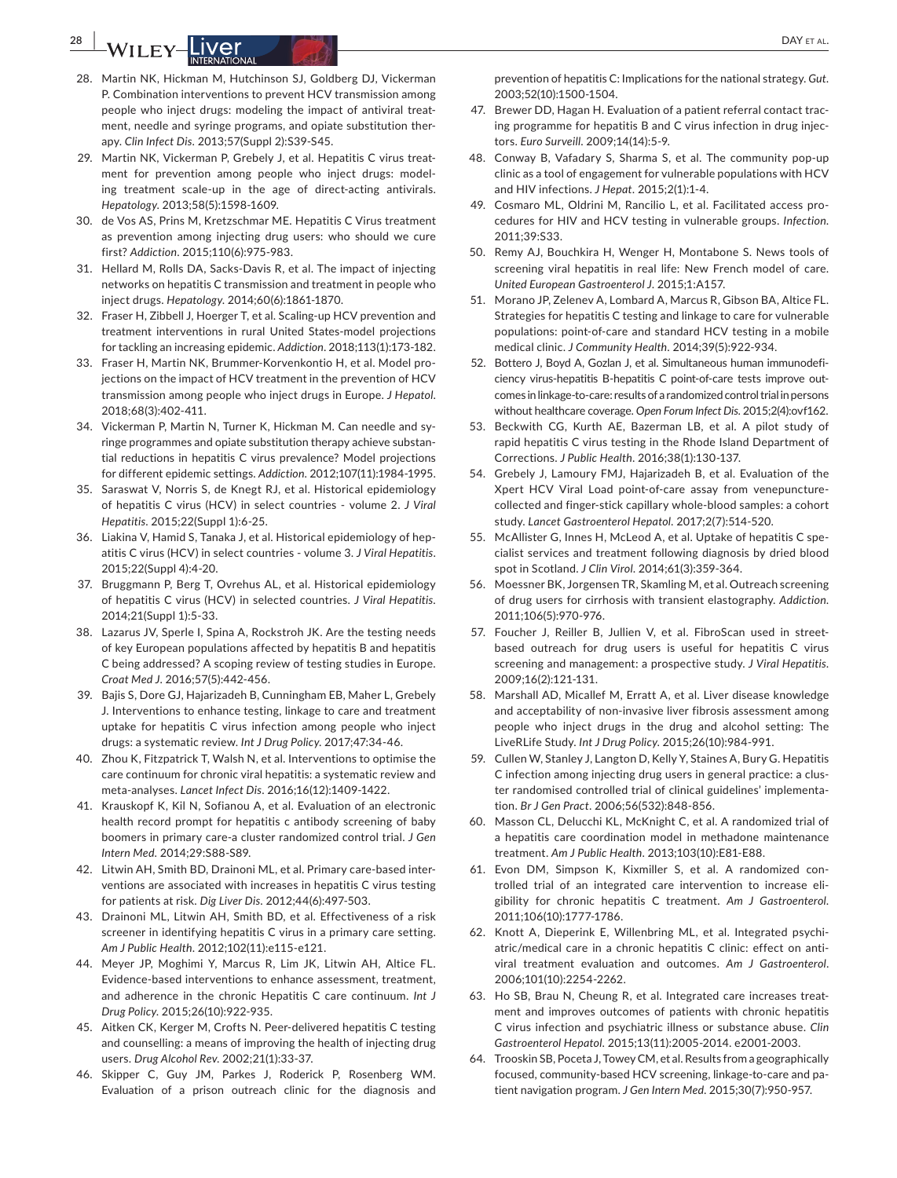28. Martin NK, Hickman M, Hutchinson SJ, Goldberg DJ, Vickerman P. Combination interventions to prevent HCV transmission among people who inject drugs: modeling the impact of antiviral treatment, needle and syringe programs, and opiate substitution therapy. *Clin Infect Dis*. 2013;57(Suppl 2):S39-S45.
29. Martin NK, Vickerman P, Grebely J, et al. Hepatitis C virus treatment for prevention among people who inject drugs: modeling treatment scale-up in the age of direct-acting antivirals. *Hepatology*. 2013;58(5):1598-1609.
30. de Vos AS, Prins M, Kretzschmar ME. Hepatitis C Virus treatment as prevention among injecting drug users: who should we cure first? *Addiction*. 2015;110(6):975-983.
31. Hellard M, Rolls DA, Sacks-Davis R, et al. The impact of injecting networks on hepatitis C transmission and treatment in people who inject drugs. *Hepatology*. 2014;60(6):1861-1870.
32. Fraser H, Zibbell J, Hoerger T, et al. Scaling-up HCV prevention and treatment interventions in rural United States-model projections for tackling an increasing epidemic. *Addiction*. 2018;113(1):173-182.
33. Fraser H, Martin NK, Brummer-Korvenkontio H, et al. Model projections on the impact of HCV treatment in the prevention of HCV transmission among people who inject drugs in Europe. *J Hepatol*. 2018;68(3):402-411.
34. Vickerman P, Martin N, Turner K, Hickman M. Can needle and syringe programmes and opiate substitution therapy achieve substantial reductions in hepatitis C virus prevalence? Model projections for different epidemic settings. *Addiction*. 2012;107(11):1984-1995.
35. Saraswat V, Norris S, de Knegt RJ, et al. Historical epidemiology of hepatitis C virus (HCV) in select countries - volume 2. *J Viral Hepatitis*. 2015;22(Suppl 1):6-25.
36. Liakina V, Hamid S, Tanaka J, et al. Historical epidemiology of hepatitis C virus (HCV) in select countries - volume 3. *J Viral Hepatitis*. 2015;22(Suppl 4):4-20.
37. Bruggmann P, Berg T, Ovrehus AL, et al. Historical epidemiology of hepatitis C virus (HCV) in selected countries. *J Viral Hepatitis*. 2014;21(Suppl 1):5-33.
38. Lazarus JV, Sperle I, Spina A, Rockstroh JK. Are the testing needs of key European populations affected by hepatitis B and hepatitis C being addressed? A scoping review of testing studies in Europe. *Croat Med J*. 2016;57(5):442-456.
39. Bajis S, Dore GJ, Hajarizadeh B, Cunningham EB, Maher L, Grebely J. Interventions to enhance testing, linkage to care and treatment uptake for hepatitis C virus infection among people who inject drugs: a systematic review. *Int J Drug Policy*. 2017;47:34-46.
40. Zhou K, Fitzpatrick T, Walsh N, et al. Interventions to optimise the care continuum for chronic viral hepatitis: a systematic review and meta-analyses. *Lancet Infect Dis*. 2016;16(12):1409-1422.
41. Krauskopf K, Kil N, Sofianou A, et al. Evaluation of an electronic health record prompt for hepatitis c antibody screening of baby boomers in primary care-a cluster randomized control trial. *J Gen Intern Med*. 2014;29:S88-S89.
42. Litwin AH, Smith BD, Drainoni ML, et al. Primary care-based interventions are associated with increases in hepatitis C virus testing for patients at risk. *Dig Liver Dis*. 2012;44(6):497-503.
43. Drainoni ML, Litwin AH, Smith BD, et al. Effectiveness of a risk screener in identifying hepatitis C virus in a primary care setting. *Am J Public Health*. 2012;102(11):e115-e121.
44. Meyer JP, Moghimi Y, Marcus R, Lim JK, Litwin AH, Altice FL. Evidence-based interventions to enhance assessment, treatment, and adherence in the chronic Hepatitis C care continuum. *Int J Drug Policy*. 2015;26(10):922-935.
45. Aitken CK, Kerger M, Crofts N. Peer-delivered hepatitis C testing and counselling: a means of improving the health of injecting drug users. *Drug Alcohol Rev*. 2002;21(1):33-37.
46. Skipper C, Guy JM, Parkes J, Roderick P, Rosenberg WM. Evaluation of a prison outreach clinic for the diagnosis and prevention of hepatitis C: Implications for the national strategy. *Gut*. 2003;52(10):1500-1504.
47. Brewer DD, Hagan H. Evaluation of a patient referral contact tracing programme for hepatitis B and C virus infection in drug injectors. *Euro Surveill*. 2009;14(14):5-9.
48. Conway B, Vafadary S, Sharma S, et al. The community pop-up clinic as a tool of engagement for vulnerable populations with HCV and HIV infections. *J Hepat*. 2015;2(1):1-4.
49. Cosmaro ML, Oldrini M, Rancilio L, et al. Facilitated access procedures for HIV and HCV testing in vulnerable groups. *Infection*. 2011;39:S33.
50. Remy AJ, Bouchkira H, Wenger H, Montabone S. News tools of screening viral hepatitis in real life: New French model of care. *United European Gastroenterol J*. 2015;1:A157.
51. Morano JP, Zelenev A, Lombard A, Marcus R, Gibson BA, Altice FL. Strategies for hepatitis C testing and linkage to care for vulnerable populations: point-of-care and standard HCV testing in a mobile medical clinic. *J Community Health*. 2014;39(5):922-934.
52. Bottero J, Boyd A, Gozlan J, et al. Simultaneous human immunodeficiency virus-hepatitis B-hepatitis C point-of-care tests improve outcomes in linkage-to-care: results of a randomized control trial in persons without healthcare coverage. *Open Forum Infect Dis*. 2015;2(4):ovf162.
53. Beckwith CG, Kurth AE, Bazerman LB, et al. A pilot study of rapid hepatitis C virus testing in the Rhode Island Department of Corrections. *J Public Health*. 2016;38(1):130-137.
54. Grebely J, Lamoury FMJ, Hajarizadeh B, et al. Evaluation of the Xpert HCV Viral Load point-of-care assay from venepuncture-collected and finger-stick capillary whole-blood samples: a cohort study. *Lancet Gastroenterol Hepatol*. 2017;2(7):514-520.
55. McAllister G, Innes H, McLeod A, et al. Uptake of hepatitis C specialist services and treatment following diagnosis by dried blood spot in Scotland. *J Clin Virol*. 2014;61(3):359-364.
56. Moessner BK, Jorgensen TR, Skamling M, et al. Outreach screening of drug users for cirrhosis with transient elastography. *Addiction*. 2011;106(5):970-976.
57. Foucher J, Reiller B, Jullien V, et al. FibroScan used in street-based outreach for drug users is useful for hepatitis C virus screening and management: a prospective study. *J Viral Hepatitis*. 2009;16(2):121-131.
58. Marshall AD, Micallef M, Erratt A, et al. Liver disease knowledge and acceptability of non-invasive liver fibrosis assessment among people who inject drugs in the drug and alcohol setting: The LiveRLife Study. *Int J Drug Policy*. 2015;26(10):984-991.
59. Cullen W, Stanley J, Langton D, Kelly Y, Staines A, Bury G. Hepatitis C infection among injecting drug users in general practice: a cluster randomised controlled trial of clinical guidelines' implementation. *Br J Gen Pract*. 2006;56(532):848-856.
60. Masson CL, Delucchi KL, McKnight C, et al. A randomized trial of a hepatitis care coordination model in methadone maintenance treatment. *Am J Public Health*. 2013;103(10):E81-E88.
61. Evon DM, Simpson K, Kixmiller S, et al. A randomized controlled trial of an integrated care intervention to increase eligibility for chronic hepatitis C treatment. *Am J Gastroenterol*. 2011;106(10):1777-1786.
62. Knott A, Dieperink E, Willenbring ML, et al. Integrated psychiatric/medical care in a chronic hepatitis C clinic: effect on antiviral treatment evaluation and outcomes. *Am J Gastroenterol*. 2006;101(10):2254-2262.
63. Ho SB, Brau N, Cheung R, et al. Integrated care increases treatment and improves outcomes of patients with chronic hepatitis C virus infection and psychiatric illness or substance abuse. *Clin Gastroenterol Hepatol*. 2015;13(11):2005-2014. e2001-2003.
64. Trooskin SB, Poceta J, Towey CM, et al. Results from a geographically focused, community-based HCV screening, linkage-to-care and patient navigation program. *J Gen Intern Med*. 2015;30(7):950-957.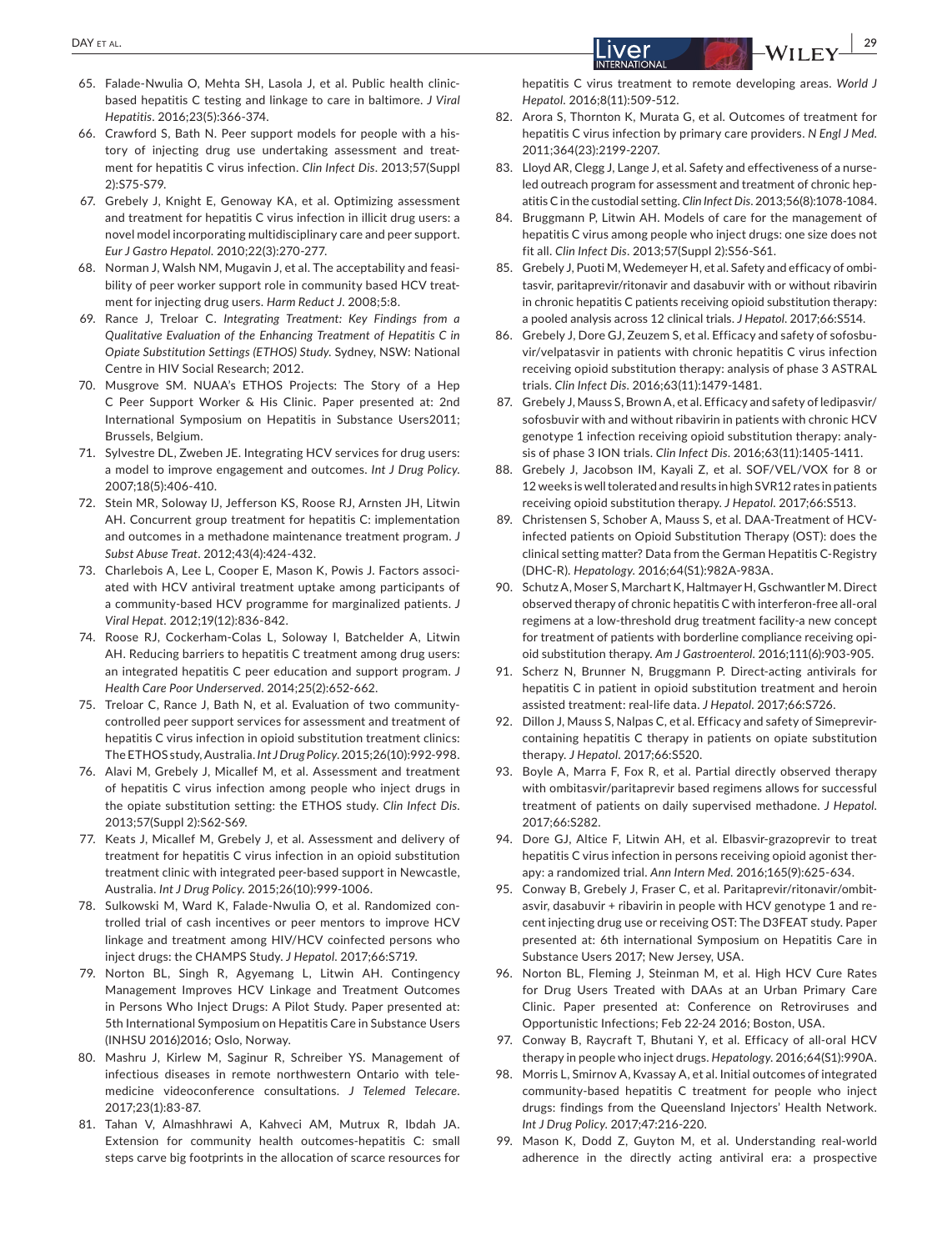65. Falade-Nwulia O, Mehta SH, Lasola J, et al. Public health clinic-based hepatitis C testing and linkage to care in baltimore. *J Viral Hepatitis*. 2016;23(5):366-374.
66. Crawford S, Bath N. Peer support models for people with a history of injecting drug use undertaking assessment and treatment for hepatitis C virus infection. *Clin Infect Dis*. 2013;57(Suppl 2):S75-S79.
67. Grebely J, Knight E, Genoway KA, et al. Optimizing assessment and treatment for hepatitis C virus infection in illicit drug users: a novel model incorporating multidisciplinary care and peer support. *Eur J Gastro Hepatol*. 2010;22(3):270-277.
68. Norman J, Walsh NM, Mugavin J, et al. The acceptability and feasibility of peer worker support role in community based HCV treatment for injecting drug users. *Harm Reduct J*. 2008;5:8.
69. Rance J, Treloar C. *Integrating Treatment: Key Findings from a Qualitative Evaluation of the Enhancing Treatment of Hepatitis C in Opiate Substitution Settings (ETHOS) Study*. Sydney, NSW: National Centre in HIV Social Research; 2012.
70. Musgrove SM. NUAA's ETHOS Projects: The Story of a Hep C Peer Support Worker & His Clinic. Paper presented at: 2nd International Symposium on Hepatitis in Substance Users2011; Brussels, Belgium.
71. Sylvestre DL, Zweben JE. Integrating HCV services for drug users: a model to improve engagement and outcomes. *Int J Drug Policy*. 2007;18(5):406-410.
72. Stein MR, Soloway IJ, Jefferson KS, Roose RJ, Arnsten JH, Litwin AH. Concurrent group treatment for hepatitis C: implementation and outcomes in a methadone maintenance treatment program. *J Subst Abuse Treat*. 2012;43(4):424-432.
73. Charlebois A, Lee L, Cooper E, Mason K, Powis J. Factors associated with HCV antiviral treatment uptake among participants of a community-based HCV programme for marginalized patients. *J Viral Hepat*. 2012;19(12):836-842.
74. Roose RJ, Cockerham-Colas L, Soloway I, Batchelder A, Litwin AH. Reducing barriers to hepatitis C treatment among drug users: an integrated hepatitis C peer education and support program. *J Health Care Poor Underserved*. 2014;25(2):652-662.
75. Treloar C, Rance J, Bath N, et al. Evaluation of two community-controlled peer support services for assessment and treatment of hepatitis C virus infection in opioid substitution treatment clinics: The ETHOS study, Australia. *Int J Drug Policy*. 2015;26(10):992-998.
76. Alavi M, Grebely J, Micallef M, et al. Assessment and treatment of hepatitis C virus infection among people who inject drugs in the opiate substitution setting: the ETHOS study. *Clin Infect Dis*. 2013;57(Suppl 2):S62-S69.
77. Keats J, Micallef M, Grebely J, et al. Assessment and delivery of treatment for hepatitis C virus infection in an opioid substitution treatment clinic with integrated peer-based support in Newcastle, Australia. *Int J Drug Policy*. 2015;26(10):999-1006.
78. Sulkowski M, Ward K, Falade-Nwulia O, et al. Randomized controlled trial of cash incentives or peer mentors to improve HCV linkage and treatment among HIV/HCV coinfected persons who inject drugs: the CHAMPS Study. *J Hepatol*. 2017;66:S719.
79. Norton BL, Singh R, Agyemang L, Litwin AH. Contingency Management Improves HCV Linkage and Treatment Outcomes in Persons Who Inject Drugs: A Pilot Study. Paper presented at: 5th International Symposium on Hepatitis Care in Substance Users (INHSU 2016)2016; Oslo, Norway.
80. Mashru J, Kirlew M, Saginur R, Schreiber YS. Management of infectious diseases in remote northwestern Ontario with telemedicine videoconference consultations. *J Telemed Telecare*. 2017;23(1):83-87.
81. Tahan V, Almashhrawi A, Kahveci AM, Mutrux R, Ibdah JA. Extension for community health outcomes-hepatitis C: small steps carve big footprints in the allocation of scarce resources for hepatitis C virus treatment to remote developing areas. *World J Hepatol*. 2016;8(11):509-512.
82. Arora S, Thornton K, Murata G, et al. Outcomes of treatment for hepatitis C virus infection by primary care providers. *N Engl J Med*. 2011;364(23):2199-2207.
83. Lloyd AR, Clegg J, Lange J, et al. Safety and effectiveness of a nurse-led outreach program for assessment and treatment of chronic hepatitis C in the custodial setting. *Clin Infect Dis*. 2013;56(8):1078-1084.
84. Bruggmann P, Litwin AH. Models of care for the management of hepatitis C virus among people who inject drugs: one size does not fit all. *Clin Infect Dis*. 2013;57(Suppl 2):S56-S61.
85. Grebely J, Puoti M, Wedemeyer H, et al. Safety and efficacy of ombitasvir, paritaprevir/ritonavir and dasabuvir with or without ribavirin in chronic hepatitis C patients receiving opioid substitution therapy: a pooled analysis across 12 clinical trials. *J Hepatol*. 2017;66:S514.
86. Grebely J, Dore GJ, Zeuzem S, et al. Efficacy and safety of sofosbuvir/velpatasvir in patients with chronic hepatitis C virus infection receiving opioid substitution therapy: analysis of phase 3 ASTRAL trials. *Clin Infect Dis*. 2016;63(11):1479-1481.
87. Grebely J, Mauss S, Brown A, et al. Efficacy and safety of ledipasvir/sofosbuvir with and without ribavirin in patients with chronic HCV genotype 1 infection receiving opioid substitution therapy: analysis of phase 3 ION trials. *Clin Infect Dis*. 2016;63(11):1405-1411.
88. Grebely J, Jacobson IM, Kayali Z, et al. SOF/VEL/VOX for 8 or 12 weeks is well tolerated and results in high SVR12 rates in patients receiving opioid substitution therapy. *J Hepatol*. 2017;66:S513.
89. Christensen S, Schober A, Mauss S, et al. DAA-Treatment of HCV-infected patients on Opioid Substitution Therapy (OST): does the clinical setting matter? Data from the German Hepatitis C-Registry (DHC-R). *Hepatology*. 2016;64(S1):982A-983A.
90. Schutz A, Moser S, Marchart K, Haltmayer H, Gschwantler M. Direct observed therapy of chronic hepatitis C with interferon-free all-oral regimens at a low-threshold drug treatment facility-a new concept for treatment of patients with borderline compliance receiving opioid substitution therapy. *Am J Gastroenterol*. 2016;111(6):903-905.
91. Scherz N, Brunner N, Bruggmann P. Direct-acting antivirals for hepatitis C in patient in opioid substitution treatment and heroin assisted treatment: real-life data. *J Hepatol*. 2017;66:S726.
92. Dillon J, Mauss S, Nalpas C, et al. Efficacy and safety of Simeprevir-containing hepatitis C therapy in patients on opiate substitution therapy. *J Hepatol*. 2017;66:S520.
93. Boyle A, Marra F, Fox R, et al. Partial directly observed therapy with ombitasvir/paritaprevir based regimens allows for successful treatment of patients on daily supervised methadone. *J Hepatol*. 2017;66:S282.
94. Dore GJ, Altice F, Litwin AH, et al. Elbasvir-grazoprevir to treat hepatitis C virus infection in persons receiving opioid agonist therapy: a randomized trial. *Ann Intern Med*. 2016;165(9):625-634.
95. Conway B, Grebely J, Fraser C, et al. Paritaprevir/ritonavir/ombitasvir, dasabuvir + ribavirin in people with HCV genotype 1 and recent injecting drug use or receiving OST: The D3FEAT study. Paper presented at: 6th international Symposium on Hepatitis Care in Substance Users 2017; New Jersey, USA.
96. Norton BL, Fleming J, Steinman M, et al. High HCV Cure Rates for Drug Users Treated with DAAs at an Urban Primary Care Clinic. Paper presented at: Conference on Retroviruses and Opportunistic Infections; Feb 22-24 2016; Boston, USA.
97. Conway B, Raycraft T, Bhutani Y, et al. Efficacy of all-oral HCV therapy in people who inject drugs. *Hepatology*. 2016;64(S1):990A.
98. Morris L, Smirnov A, Kvassay A, et al. Initial outcomes of integrated community-based hepatitis C treatment for people who inject drugs: findings from the Queensland Injectors' Health Network. *Int J Drug Policy*. 2017;47:216-220.
99. Mason K, Dodd Z, Guyton M, et al. Understanding real-world adherence in the directly acting antiviral era: a prospective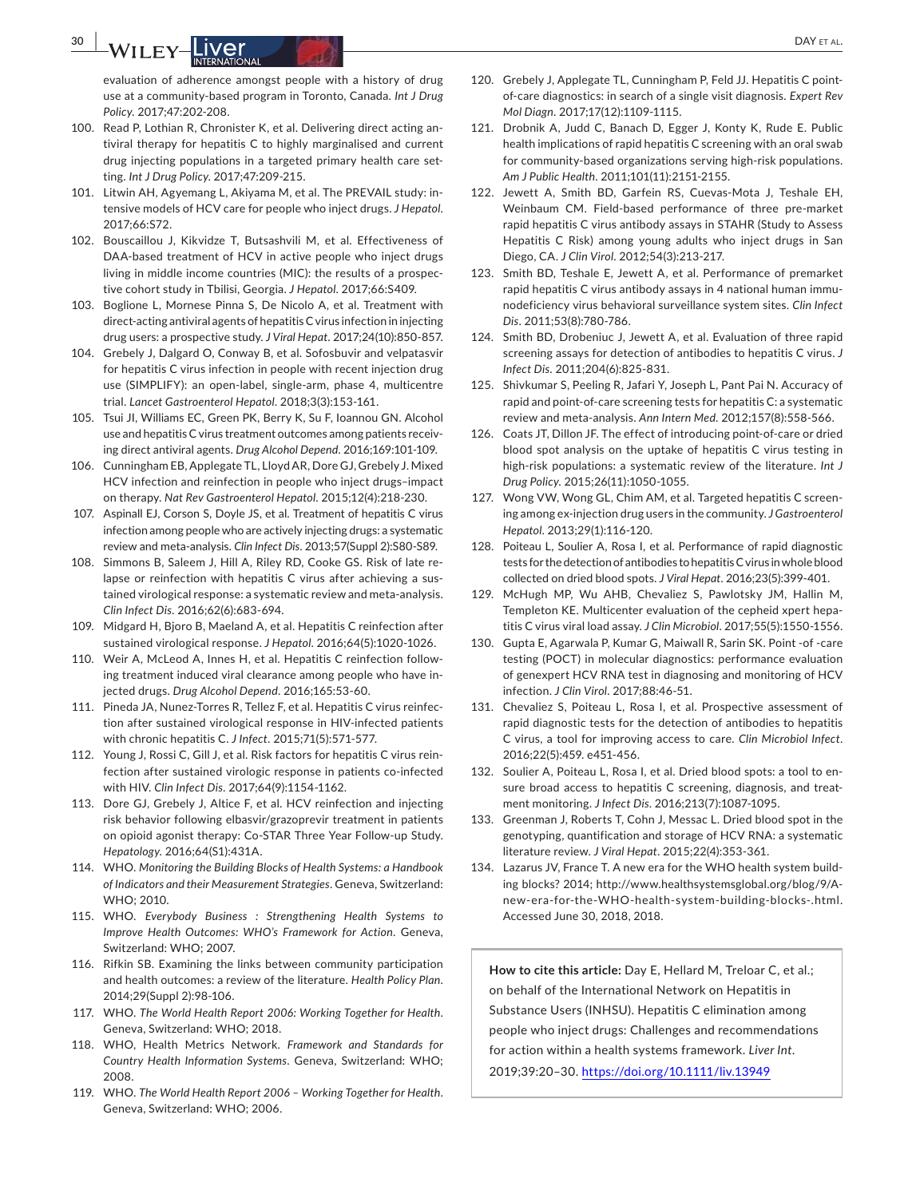evaluation of adherence amongst people with a history of drug use at a community-based program in Toronto, Canada. *Int J Drug Policy*. 2017;47:202-208.

100. Read P, Lothian R, Chronister K, et al. Delivering direct acting antiviral therapy for hepatitis C to highly marginalised and current drug injecting populations in a targeted primary health care setting. *Int J Drug Policy*. 2017;47:209-215.
101. Litwin AH, Agyemang L, Akiyama M, et al. The PREVAIL study: intensive models of HCV care for people who inject drugs. *J Hepatol*. 2017;66:S72.
102. Bouscaillou J, Kikvidze T, Butsashvili M, et al. Effectiveness of DAA-based treatment of HCV in active people who inject drugs living in middle income countries (MIC): the results of a prospective cohort study in Tbilisi, Georgia. *J Hepatol*. 2017;66:S409.
103. Boglione L, Mornese Pinna S, De Nicolo A, et al. Treatment with direct-acting antiviral agents of hepatitis C virus infection in injecting drug users: a prospective study. *J Viral Hepat*. 2017;24(10):850-857.
104. Grebely J, Dalgard O, Conway B, et al. Sofosbuvir and velpatasvir for hepatitis C virus infection in people with recent injection drug use (SIMPLIFY): an open-label, single-arm, phase 4, multicentre trial. *Lancet Gastroenterol Hepatol*. 2018;3(3):153-161.
105. Tsui JI, Williams EC, Green PK, Berry K, Su F, Ioannou GN. Alcohol use and hepatitis C virus treatment outcomes among patients receiving direct antiviral agents. *Drug Alcohol Depend*. 2016;169:101-109.
106. Cunningham EB, Applegate TL, Lloyd AR, Dore GJ, Grebely J. Mixed HCV infection and reinfection in people who inject drugs–impact on therapy. *Nat Rev Gastroenterol Hepatol*. 2015;12(4):218-230.
107. Aspinall EJ, Corson S, Doyle JS, et al. Treatment of hepatitis C virus infection among people who are actively injecting drugs: a systematic review and meta-analysis. *Clin Infect Dis*. 2013;57(Suppl 2):S80-S89.
108. Simmons B, Saleem J, Hill A, Riley RD, Cooke GS. Risk of late relapse or reinfection with hepatitis C virus after achieving a sustained virological response: a systematic review and meta-analysis. *Clin Infect Dis*. 2016;62(6):683-694.
109. Midgard H, Bjoro B, Maeland A, et al. Hepatitis C reinfection after sustained virological response. *J Hepatol*. 2016;64(5):1020-1026.
110. Weir A, McLeod A, Innes H, et al. Hepatitis C reinfection following treatment induced viral clearance among people who have injected drugs. *Drug Alcohol Depend*. 2016;165:53-60.
111. Pineda JA, Nunez-Torres R, Tellez F, et al. Hepatitis C virus reinfection after sustained virological response in HIV-infected patients with chronic hepatitis C. *J Infect*. 2015;71(5):571-577.
112. Young J, Rossi C, Gill J, et al. Risk factors for hepatitis C virus reinfection after sustained virologic response in patients co-infected with HIV. *Clin Infect Dis*. 2017;64(9):1154-1162.
113. Dore GJ, Grebely J, Altice F, et al. HCV reinfection and injecting risk behavior following elbasvir/grazoprevir treatment in patients on opioid agonist therapy: Co-STAR Three Year Follow-up Study. *Hepatology*. 2016;64(S1):431A.
114. WHO. *Monitoring the Building Blocks of Health Systems: a Handbook of Indicators and their Measurement Strategies*. Geneva, Switzerland: WHO; 2010.
115. WHO. *Everybody Business : Strengthening Health Systems to Improve Health Outcomes: WHO's Framework for Action*. Geneva, Switzerland: WHO; 2007.
116. Rifkin SB. Examining the links between community participation and health outcomes: a review of the literature. *Health Policy Plan*. 2014;29(Suppl 2):98-106.
117. WHO. *The World Health Report 2006: Working Together for Health*. Geneva, Switzerland: WHO; 2018.
118. WHO, Health Metrics Network. *Framework and Standards for Country Health Information Systems*. Geneva, Switzerland: WHO; 2008.
119. WHO. *The World Health Report 2006 – Working Together for Health*. Geneva, Switzerland: WHO; 2006.
120. Grebely J, Applegate TL, Cunningham P, Feld JJ. Hepatitis C point-of-care diagnostics: in search of a single visit diagnosis. *Expert Rev Mol Diagn*. 2017;17(12):1109-1115.
121. Drobnik A, Judd C, Banach D, Egger J, Konty K, Rude E. Public health implications of rapid hepatitis C screening with an oral swab for community-based organizations serving high-risk populations. *Am J Public Health*. 2011;101(11):2151-2155.
122. Jewett A, Smith BD, Garfein RS, Cuevas-Mota J, Teshale EH, Weinbaum CM. Field-based performance of three pre-market rapid hepatitis C virus antibody assays in STAHR (Study to Assess Hepatitis C Risk) among young adults who inject drugs in San Diego, CA. *J Clin Virol*. 2012;54(3):213-217.
123. Smith BD, Teshale E, Jewett A, et al. Performance of premarket rapid hepatitis C virus antibody assays in 4 national human immunodeficiency virus behavioral surveillance system sites. *Clin Infect Dis*. 2011;53(8):780-786.
124. Smith BD, Drobeniuc J, Jewett A, et al. Evaluation of three rapid screening assays for detection of antibodies to hepatitis C virus. *J Infect Dis*. 2011;204(6):825-831.
125. Shivkumar S, Peeling R, Jafari Y, Joseph L, Pant Pai N. Accuracy of rapid and point-of-care screening tests for hepatitis C: a systematic review and meta-analysis. *Ann Intern Med*. 2012;157(8):558-566.
126. Coats JT, Dillon JF. The effect of introducing point-of-care or dried blood spot analysis on the uptake of hepatitis C virus testing in high-risk populations: a systematic review of the literature. *Int J Drug Policy*. 2015;26(11):1050-1055.
127. Wong VW, Wong GL, Chim AM, et al. Targeted hepatitis C screening among ex-injection drug users in the community. *J Gastroenterol Hepatol*. 2013;29(1):116-120.
128. Poiteau L, Soulier A, Rosa I, et al. Performance of rapid diagnostic tests for the detection of antibodies to hepatitis C virus in whole blood collected on dried blood spots. *J Viral Hepat*. 2016;23(5):399-401.
129. McHugh MP, Wu AHB, Chevaliez S, Pawlotsky JM, Hallin M, Templeton KE. Multicenter evaluation of the cepheid xpert hepatitis C virus viral load assay. *J Clin Microbiol*. 2017;55(5):1550-1556.
130. Gupta E, Agarwala P, Kumar G, Maiwall R, Sarin SK. Point -of -care testing (POCT) in molecular diagnostics: performance evaluation of genexpert HCV RNA test in diagnosing and monitoring of HCV infection. *J Clin Virol*. 2017;88:46-51.
131. Chevaliez S, Poiteau L, Rosa I, et al. Prospective assessment of rapid diagnostic tests for the detection of antibodies to hepatitis C virus, a tool for improving access to care. *Clin Microbiol Infect*. 2016;22(5):459. e451-456.
132. Soulier A, Poiteau L, Rosa I, et al. Dried blood spots: a tool to ensure broad access to hepatitis C screening, diagnosis, and treatment monitoring. *J Infect Dis*. 2016;213(7):1087-1095.
133. Greenman J, Roberts T, Cohn J, Messac L. Dried blood spot in the genotyping, quantification and storage of HCV RNA: a systematic literature review. *J Viral Hepat*. 2015;22(4):353-361.
134. Lazarus JV, France T. A new era for the WHO health system building blocks? 2014; http://www.healthsystemsglobal.org/blog/9/A-new-era-for-the-WHO-health-system-building-blocks-.html. Accessed June 30, 2018, 2018.

**How to cite this article:** Day E, Hellard M, Treloar C, et al.; on behalf of the International Network on Hepatitis in Substance Users (INHSU). Hepatitis C elimination among people who inject drugs: Challenges and recommendations for action within a health systems framework. *Liver Int*. 2019;39:20–30. https://doi.org/10.1111/liv.13949